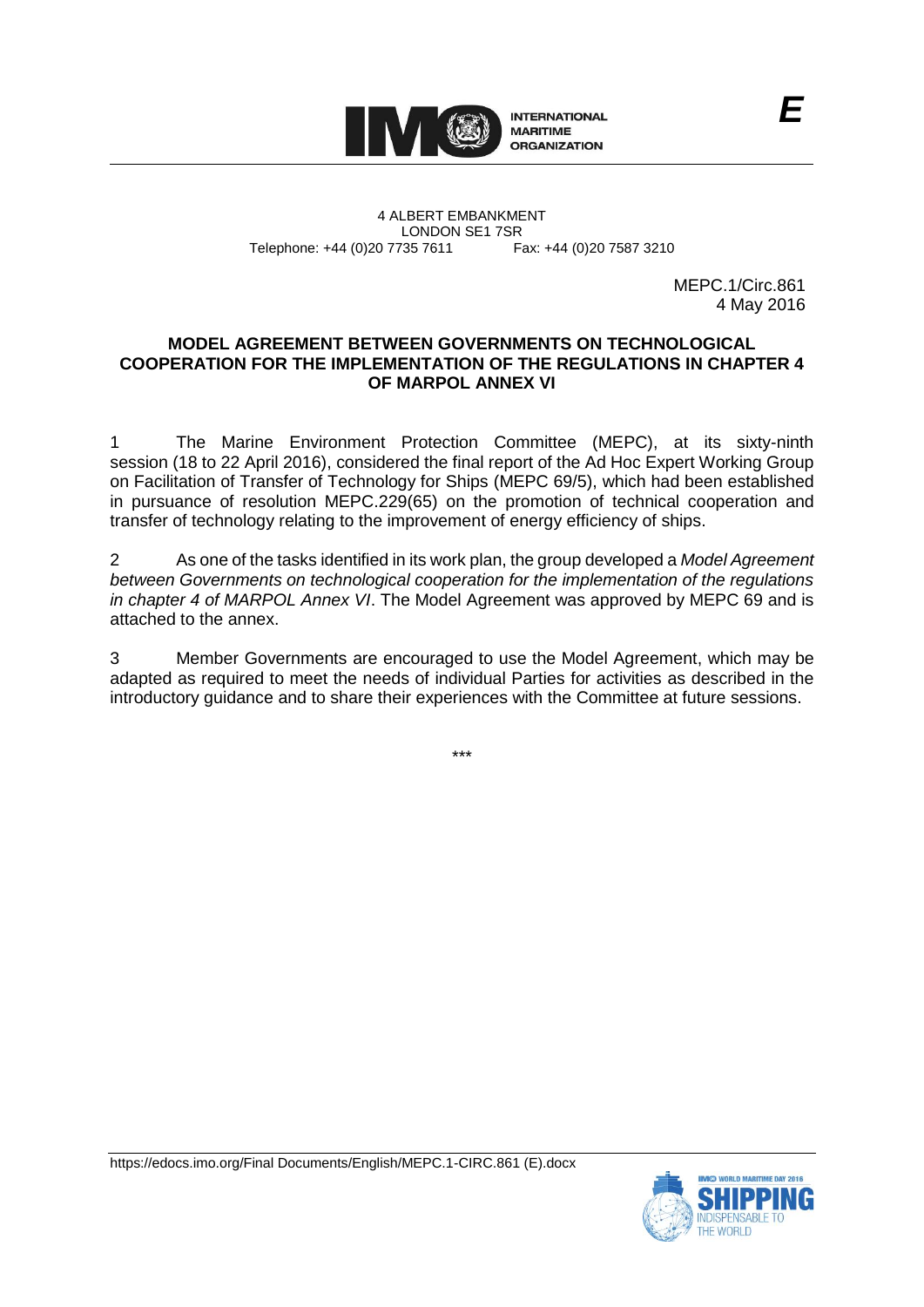INTERNATIONAL MARITIME ORGANIZATION

4 ALBERT EMBANKMENT
LONDON SE1 7SR
Telephone: +44 (0)20 7735 7611 Fax: +44 (0)20 7587 3210

E

MEPC.1/Circ.861
4 May 2016

**MODEL AGREEMENT BETWEEN GOVERNMENTS ON TECHNOLOGICAL COOPERATION FOR THE IMPLEMENTATION OF THE REGULATIONS IN CHAPTER 4 OF MARPOL ANNEX VI**

1 The Marine Environment Protection Committee (MEPC), at its sixty-ninth session (18 to 22 April 2016), considered the final report of the Ad Hoc Expert Working Group on Facilitation of Transfer of Technology for Ships (MEPC 69/5), which had been established in pursuance of resolution MEPC.229(65) on the promotion of technical cooperation and transfer of technology relating to the improvement of energy efficiency of ships.

2 As one of the tasks identified in its work plan, the group developed a *Model Agreement between Governments on technological cooperation for the implementation of the regulations in chapter 4 of MARPOL Annex VI*. The Model Agreement was approved by MEPC 69 and is attached to the annex.

3 Member Governments are encouraged to use the Model Agreement, which may be adapted as required to meet the needs of individual Parties for activities as described in the introductory guidance and to share their experiences with the Committee at future sessions.

\*\*\*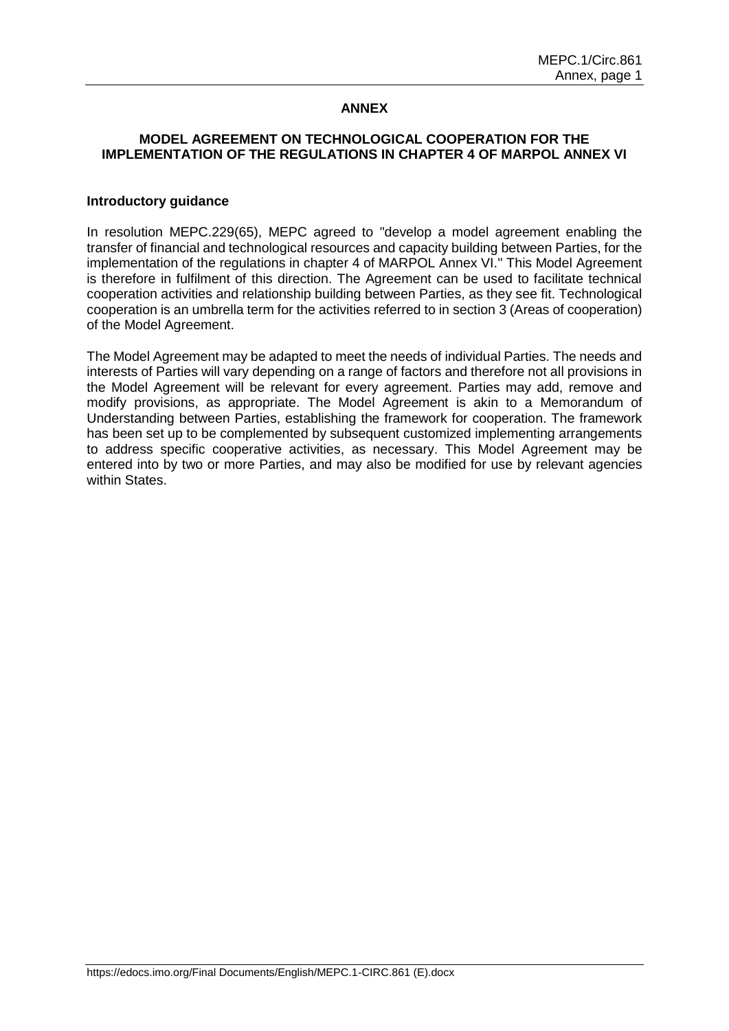# ANNEX

## MODEL AGREEMENT ON TECHNOLOGICAL COOPERATION FOR THE IMPLEMENTATION OF THE REGULATIONS IN CHAPTER 4 OF MARPOL ANNEX VI

### Introductory guidance

In resolution MEPC.229(65), MEPC agreed to "develop a model agreement enabling the transfer of financial and technological resources and capacity building between Parties, for the implementation of the regulations in chapter 4 of MARPOL Annex VI." This Model Agreement is therefore in fulfilment of this direction. The Agreement can be used to facilitate technical cooperation activities and relationship building between Parties, as they see fit. Technological cooperation is an umbrella term for the activities referred to in section 3 (Areas of cooperation) of the Model Agreement.

The Model Agreement may be adapted to meet the needs of individual Parties. The needs and interests of Parties will vary depending on a range of factors and therefore not all provisions in the Model Agreement will be relevant for every agreement. Parties may add, remove and modify provisions, as appropriate. The Model Agreement is akin to a Memorandum of Understanding between Parties, establishing the framework for cooperation. The framework has been set up to be complemented by subsequent customized implementing arrangements to address specific cooperative activities, as necessary. This Model Agreement may be entered into by two or more Parties, and may also be modified for use by relevant agencies within States.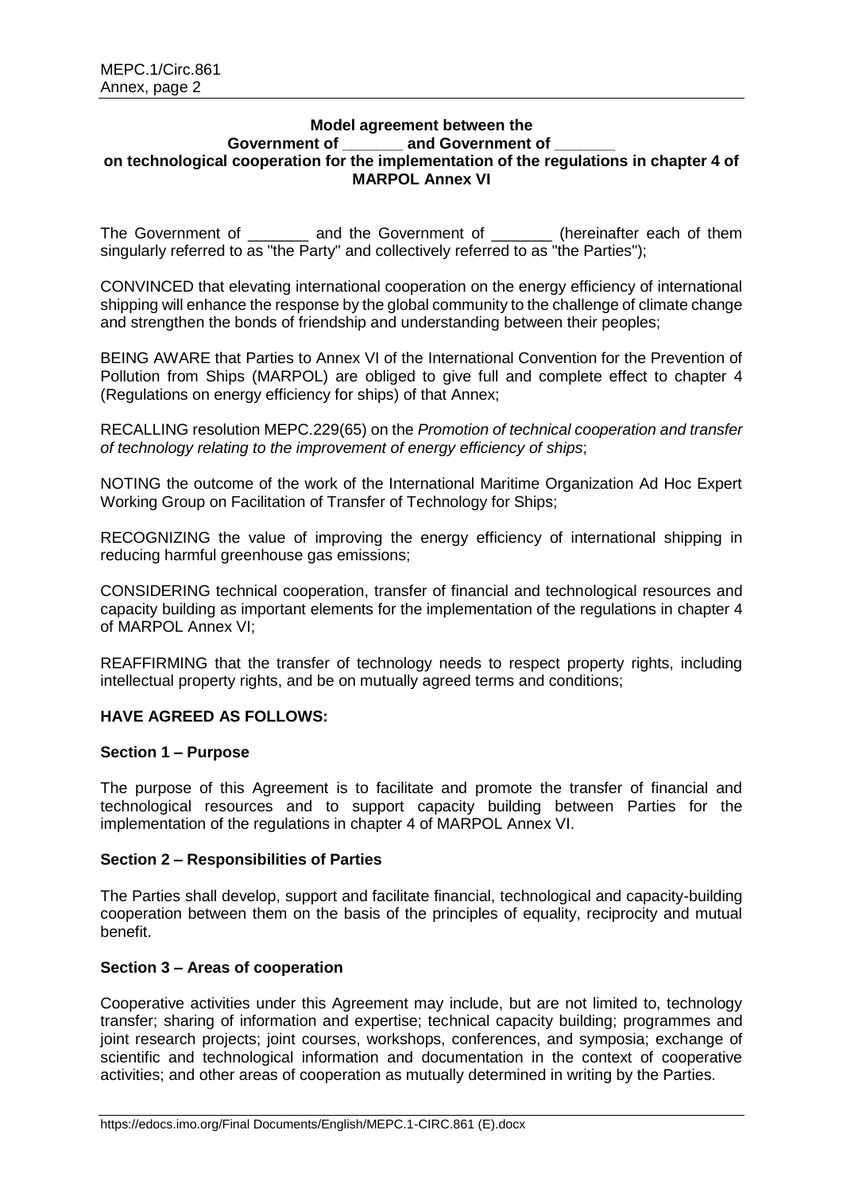**Model agreement between the Government of _______ and Government of _______ on technological cooperation for the implementation of the regulations in chapter 4 of MARPOL Annex VI**

The Government of _______ and the Government of _______ (hereinafter each of them singularly referred to as "the Party" and collectively referred to as "the Parties");

CONVINCED that elevating international cooperation on the energy efficiency of international shipping will enhance the response by the global community to the challenge of climate change and strengthen the bonds of friendship and understanding between their peoples;

BEING AWARE that Parties to Annex VI of the International Convention for the Prevention of Pollution from Ships (MARPOL) are obliged to give full and complete effect to chapter 4 (Regulations on energy efficiency for ships) of that Annex;

RECALLING resolution MEPC.229(65) on the *Promotion of technical cooperation and transfer of technology relating to the improvement of energy efficiency of ships*;

NOTING the outcome of the work of the International Maritime Organization Ad Hoc Expert Working Group on Facilitation of Transfer of Technology for Ships;

RECOGNIZING the value of improving the energy efficiency of international shipping in reducing harmful greenhouse gas emissions;

CONSIDERING technical cooperation, transfer of financial and technological resources and capacity building as important elements for the implementation of the regulations in chapter 4 of MARPOL Annex VI;

REAFFIRMING that the transfer of technology needs to respect property rights, including intellectual property rights, and be on mutually agreed terms and conditions;

**HAVE AGREED AS FOLLOWS:**

**Section 1 – Purpose**

The purpose of this Agreement is to facilitate and promote the transfer of financial and technological resources and to support capacity building between Parties for the implementation of the regulations in chapter 4 of MARPOL Annex VI.

**Section 2 – Responsibilities of Parties**

The Parties shall develop, support and facilitate financial, technological and capacity-building cooperation between them on the basis of the principles of equality, reciprocity and mutual benefit.

**Section 3 – Areas of cooperation**

Cooperative activities under this Agreement may include, but are not limited to, technology transfer; sharing of information and expertise; technical capacity building; programmes and joint research projects; joint courses, workshops, conferences, and symposia; exchange of scientific and technological information and documentation in the context of cooperative activities; and other areas of cooperation as mutually determined in writing by the Parties.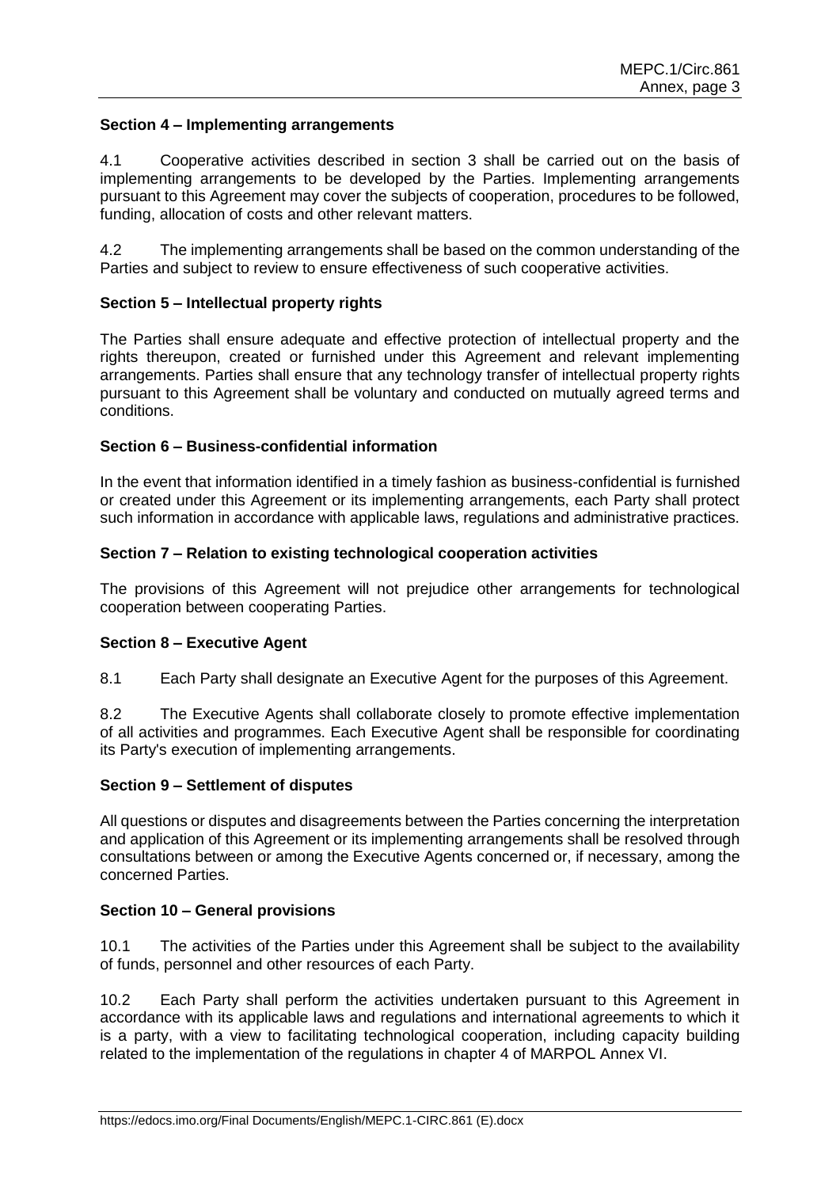**Section 4 – Implementing arrangements**

4.1 Cooperative activities described in section 3 shall be carried out on the basis of implementing arrangements to be developed by the Parties. Implementing arrangements pursuant to this Agreement may cover the subjects of cooperation, procedures to be followed, funding, allocation of costs and other relevant matters.

4.2 The implementing arrangements shall be based on the common understanding of the Parties and subject to review to ensure effectiveness of such cooperative activities.

**Section 5 – Intellectual property rights**

The Parties shall ensure adequate and effective protection of intellectual property and the rights thereupon, created or furnished under this Agreement and relevant implementing arrangements. Parties shall ensure that any technology transfer of intellectual property rights pursuant to this Agreement shall be voluntary and conducted on mutually agreed terms and conditions.

**Section 6 – Business-confidential information**

In the event that information identified in a timely fashion as business-confidential is furnished or created under this Agreement or its implementing arrangements, each Party shall protect such information in accordance with applicable laws, regulations and administrative practices.

**Section 7 – Relation to existing technological cooperation activities**

The provisions of this Agreement will not prejudice other arrangements for technological cooperation between cooperating Parties.

**Section 8 – Executive Agent**

8.1 Each Party shall designate an Executive Agent for the purposes of this Agreement.

8.2 The Executive Agents shall collaborate closely to promote effective implementation of all activities and programmes. Each Executive Agent shall be responsible for coordinating its Party's execution of implementing arrangements.

**Section 9 – Settlement of disputes**

All questions or disputes and disagreements between the Parties concerning the interpretation and application of this Agreement or its implementing arrangements shall be resolved through consultations between or among the Executive Agents concerned or, if necessary, among the concerned Parties.

**Section 10 – General provisions**

10.1 The activities of the Parties under this Agreement shall be subject to the availability of funds, personnel and other resources of each Party.

10.2 Each Party shall perform the activities undertaken pursuant to this Agreement in accordance with its applicable laws and regulations and international agreements to which it is a party, with a view to facilitating technological cooperation, including capacity building related to the implementation of the regulations in chapter 4 of MARPOL Annex VI.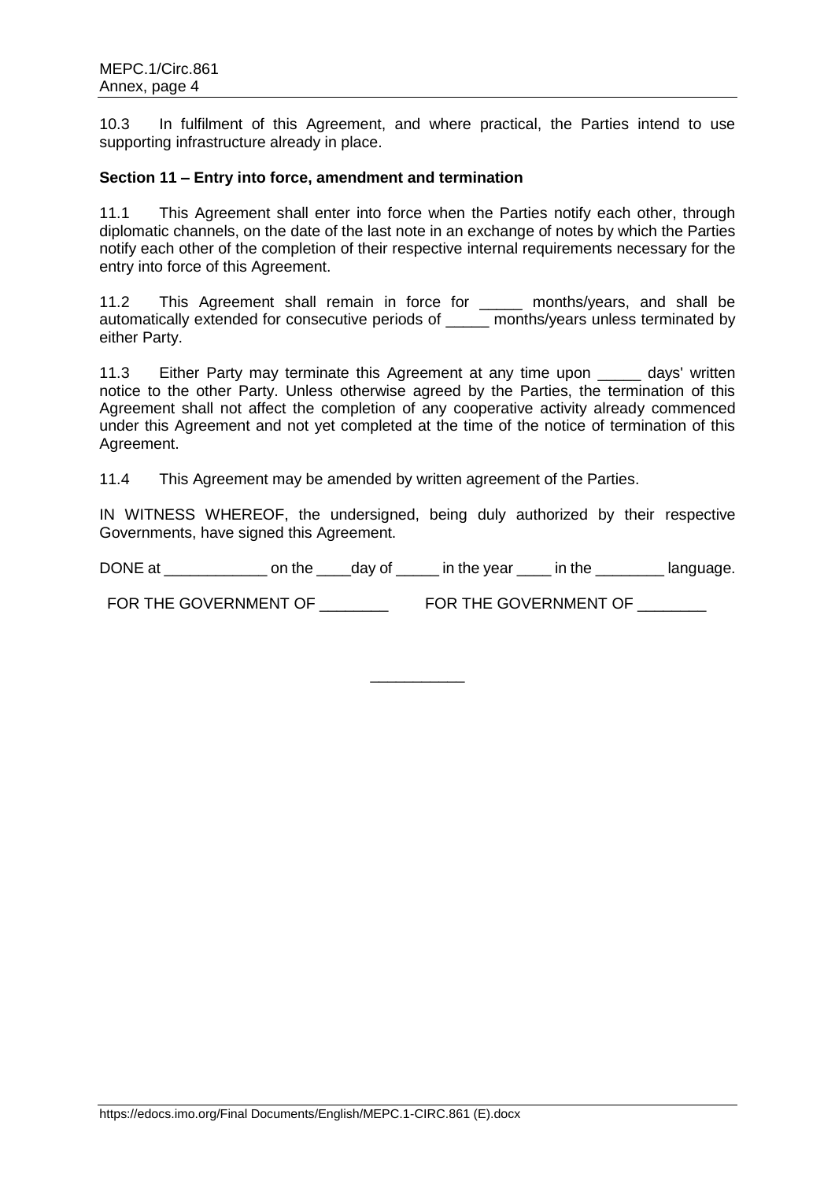10.3 In fulfilment of this Agreement, and where practical, the Parties intend to use supporting infrastructure already in place.

**Section 11 – Entry into force, amendment and termination**

11.1 This Agreement shall enter into force when the Parties notify each other, through diplomatic channels, on the date of the last note in an exchange of notes by which the Parties notify each other of the completion of their respective internal requirements necessary for the entry into force of this Agreement.

11.2 This Agreement shall remain in force for _____ months/years, and shall be automatically extended for consecutive periods of _____ months/years unless terminated by either Party.

11.3 Either Party may terminate this Agreement at any time upon _____ days' written notice to the other Party. Unless otherwise agreed by the Parties, the termination of this Agreement shall not affect the completion of any cooperative activity already commenced under this Agreement and not yet completed at the time of the notice of termination of this Agreement.

11.4 This Agreement may be amended by written agreement of the Parties.

IN WITNESS WHEREOF, the undersigned, being duly authorized by their respective Governments, have signed this Agreement.

DONE at ____________ on the ____day of _____ in the year ____ in the ________ language.

FOR THE GOVERNMENT OF ________ FOR THE GOVERNMENT OF ________

___________